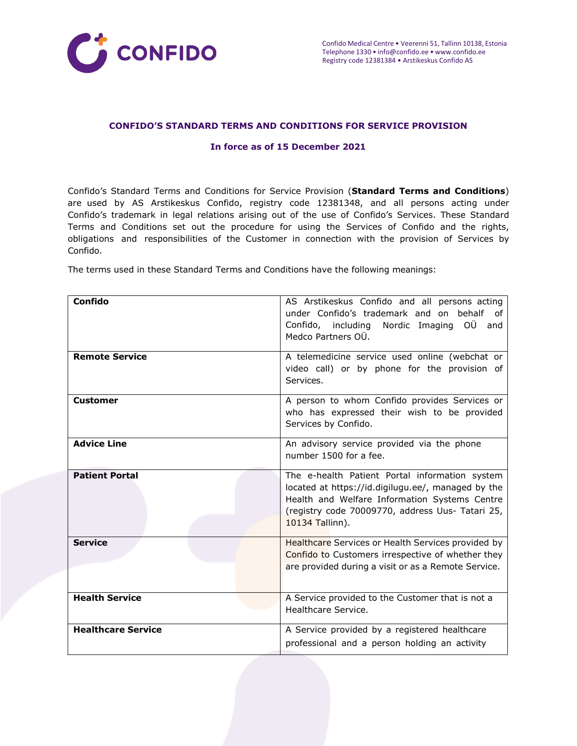Confido Medical Centre • Veerenni 51, Tallinn 10138, Estonia
Telephone 1330 • info@confido.ee • www.confido.ee
Registry code 12381384 • Arstikeskus Confido AS

## CONFIDO'S STANDARD TERMS AND CONDITIONS FOR SERVICE PROVISION

**In force as of 15 December 2021**

Confido's Standard Terms and Conditions for Service Provision (**Standard Terms and Conditions**) are used by AS Arstikeskus Confido, registry code 12381348, and all persons acting under Confido's trademark in legal relations arising out of the use of Confido's Services. These Standard Terms and Conditions set out the procedure for using the Services of Confido and the rights, obligations and responsibilities of the Customer in connection with the provision of Services by Confido.

The terms used in these Standard Terms and Conditions have the following meanings:

| | |
|---|---|
| **Confido** | AS Arstikeskus Confido and all persons acting under Confido's trademark and on behalf of Confido, including Nordic Imaging OÜ and Medco Partners OÜ. |
| **Remote Service** | A telemedicine service used online (webchat or video call) or by phone for the provision of Services. |
| **Customer** | A person to whom Confido provides Services or who has expressed their wish to be provided Services by Confido. |
| **Advice Line** | An advisory service provided via the phone number 1500 for a fee. |
| **Patient Portal** | The e-health Patient Portal information system located at https://id.digilugu.ee/, managed by the Health and Welfare Information Systems Centre (registry code 70009770, address Uus- Tatari 25, 10134 Tallinn). |
| **Service** | Healthcare Services or Health Services provided by Confido to Customers irrespective of whether they are provided during a visit or as a Remote Service. |
| **Health Service** | A Service provided to the Customer that is not a Healthcare Service. |
| **Healthcare Service** | A Service provided by a registered healthcare professional and a person holding an activity |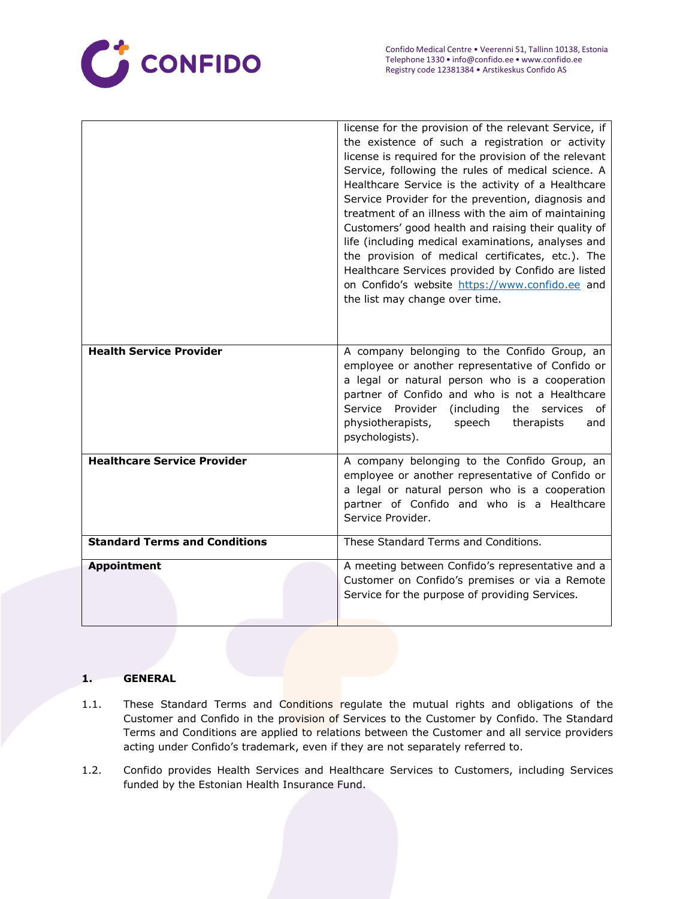| | |
|---|---|
| | license for the provision of the relevant Service, if the existence of such a registration or activity license is required for the provision of the relevant Service, following the rules of medical science. A Healthcare Service is the activity of a Healthcare Service Provider for the prevention, diagnosis and treatment of an illness with the aim of maintaining Customers' good health and raising their quality of life (including medical examinations, analyses and the provision of medical certificates, etc.). The Healthcare Services provided by Confido are listed on Confido's website https://www.confido.ee and the list may change over time. |
| **Health Service Provider** | A company belonging to the Confido Group, an employee or another representative of Confido or a legal or natural person who is a cooperation partner of Confido and who is not a Healthcare Service Provider (including the services of physiotherapists, speech therapists and psychologists). |
| **Healthcare Service Provider** | A company belonging to the Confido Group, an employee or another representative of Confido or a legal or natural person who is a cooperation partner of Confido and who is a Healthcare Service Provider. |
| **Standard Terms and Conditions** | These Standard Terms and Conditions. |
| **Appointment** | A meeting between Confido's representative and a Customer on Confido's premises or via a Remote Service for the purpose of providing Services. |

## 1. GENERAL

1.1. These Standard Terms and Conditions regulate the mutual rights and obligations of the Customer and Confido in the provision of Services to the Customer by Confido. The Standard Terms and Conditions are applied to relations between the Customer and all service providers acting under Confido's trademark, even if they are not separately referred to.

1.2. Confido provides Health Services and Healthcare Services to Customers, including Services funded by the Estonian Health Insurance Fund.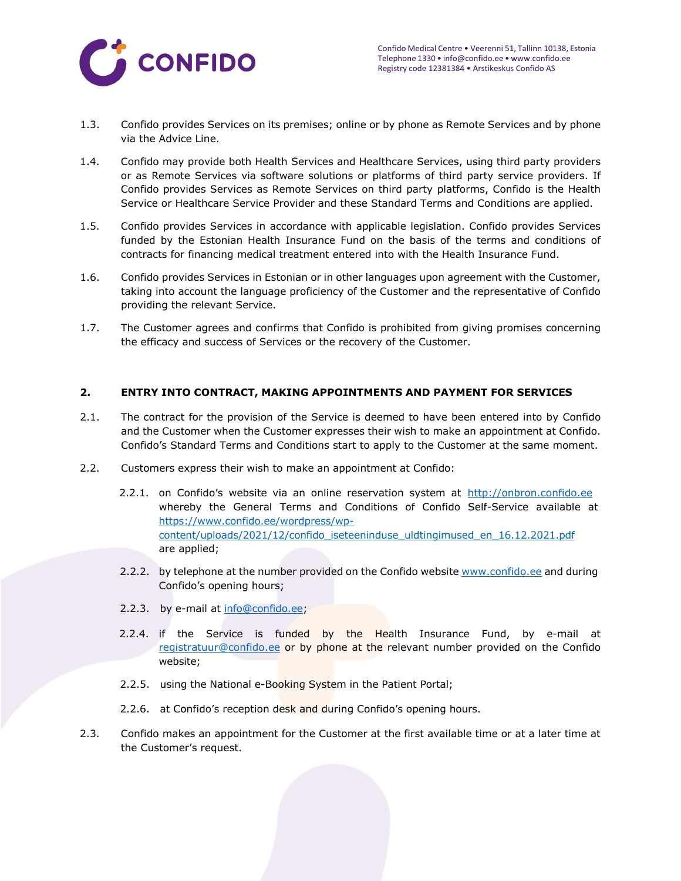1.3. Confido provides Services on its premises; online or by phone as Remote Services and by phone via the Advice Line.

1.4. Confido may provide both Health Services and Healthcare Services, using third party providers or as Remote Services via software solutions or platforms of third party service providers. If Confido provides Services as Remote Services on third party platforms, Confido is the Health Service or Healthcare Service Provider and these Standard Terms and Conditions are applied.

1.5. Confido provides Services in accordance with applicable legislation. Confido provides Services funded by the Estonian Health Insurance Fund on the basis of the terms and conditions of contracts for financing medical treatment entered into with the Health Insurance Fund.

1.6. Confido provides Services in Estonian or in other languages upon agreement with the Customer, taking into account the language proficiency of the Customer and the representative of Confido providing the relevant Service.

1.7. The Customer agrees and confirms that Confido is prohibited from giving promises concerning the efficacy and success of Services or the recovery of the Customer.

## 2. ENTRY INTO CONTRACT, MAKING APPOINTMENTS AND PAYMENT FOR SERVICES

2.1. The contract for the provision of the Service is deemed to have been entered into by Confido and the Customer when the Customer expresses their wish to make an appointment at Confido. Confido's Standard Terms and Conditions start to apply to the Customer at the same moment.

2.2. Customers express their wish to make an appointment at Confido:

2.2.1. on Confido's website via an online reservation system at http://onbron.confido.ee whereby the General Terms and Conditions of Confido Self-Service available at https://www.confido.ee/wordpress/wp-content/uploads/2021/12/confido_iseteeninduse_uldtingimused_en_16.12.2021.pdf are applied;

2.2.2. by telephone at the number provided on the Confido website www.confido.ee and during Confido's opening hours;

2.2.3. by e-mail at info@confido.ee;

2.2.4. if the Service is funded by the Health Insurance Fund, by e-mail at registratuur@confido.ee or by phone at the relevant number provided on the Confido website;

2.2.5. using the National e-Booking System in the Patient Portal;

2.2.6. at Confido's reception desk and during Confido's opening hours.

2.3. Confido makes an appointment for the Customer at the first available time or at a later time at the Customer's request.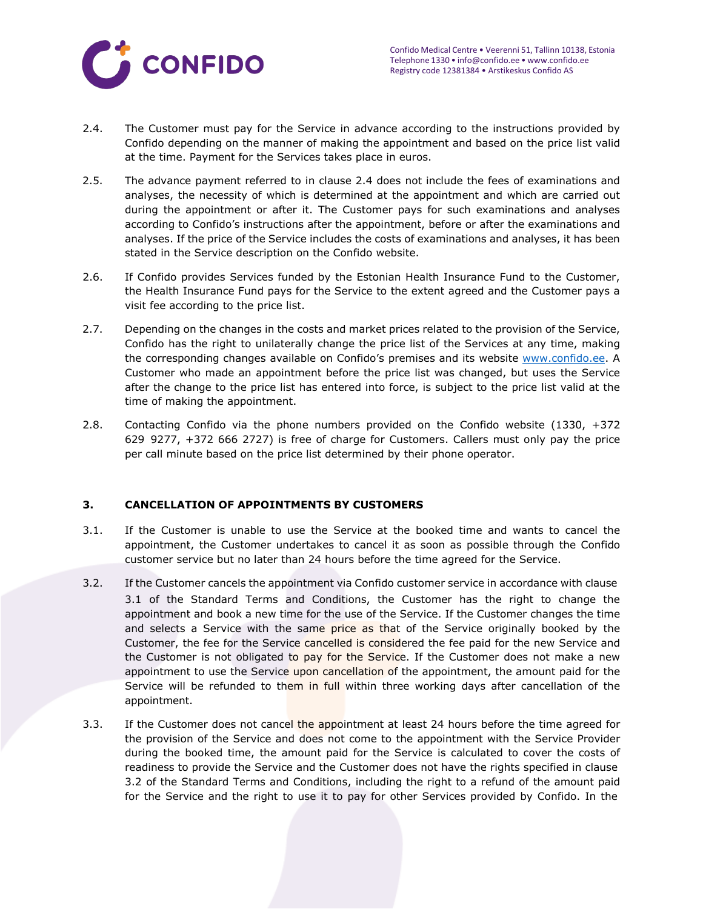2.4. The Customer must pay for the Service in advance according to the instructions provided by Confido depending on the manner of making the appointment and based on the price list valid at the time. Payment for the Services takes place in euros.

2.5. The advance payment referred to in clause 2.4 does not include the fees of examinations and analyses, the necessity of which is determined at the appointment and which are carried out during the appointment or after it. The Customer pays for such examinations and analyses according to Confido's instructions after the appointment, before or after the examinations and analyses. If the price of the Service includes the costs of examinations and analyses, it has been stated in the Service description on the Confido website.

2.6. If Confido provides Services funded by the Estonian Health Insurance Fund to the Customer, the Health Insurance Fund pays for the Service to the extent agreed and the Customer pays a visit fee according to the price list.

2.7. Depending on the changes in the costs and market prices related to the provision of the Service, Confido has the right to unilaterally change the price list of the Services at any time, making the corresponding changes available on Confido's premises and its website www.confido.ee. A Customer who made an appointment before the price list was changed, but uses the Service after the change to the price list has entered into force, is subject to the price list valid at the time of making the appointment.

2.8. Contacting Confido via the phone numbers provided on the Confido website (1330, +372 629 9277, +372 666 2727) is free of charge for Customers. Callers must only pay the price per call minute based on the price list determined by their phone operator.

## 3. CANCELLATION OF APPOINTMENTS BY CUSTOMERS

3.1. If the Customer is unable to use the Service at the booked time and wants to cancel the appointment, the Customer undertakes to cancel it as soon as possible through the Confido customer service but no later than 24 hours before the time agreed for the Service.

3.2. If the Customer cancels the appointment via Confido customer service in accordance with clause 3.1 of the Standard Terms and Conditions, the Customer has the right to change the appointment and book a new time for the use of the Service. If the Customer changes the time and selects a Service with the same price as that of the Service originally booked by the Customer, the fee for the Service cancelled is considered the fee paid for the new Service and the Customer is not obligated to pay for the Service. If the Customer does not make a new appointment to use the Service upon cancellation of the appointment, the amount paid for the Service will be refunded to them in full within three working days after cancellation of the appointment.

3.3. If the Customer does not cancel the appointment at least 24 hours before the time agreed for the provision of the Service and does not come to the appointment with the Service Provider during the booked time, the amount paid for the Service is calculated to cover the costs of readiness to provide the Service and the Customer does not have the rights specified in clause 3.2 of the Standard Terms and Conditions, including the right to a refund of the amount paid for the Service and the right to use it to pay for other Services provided by Confido. In the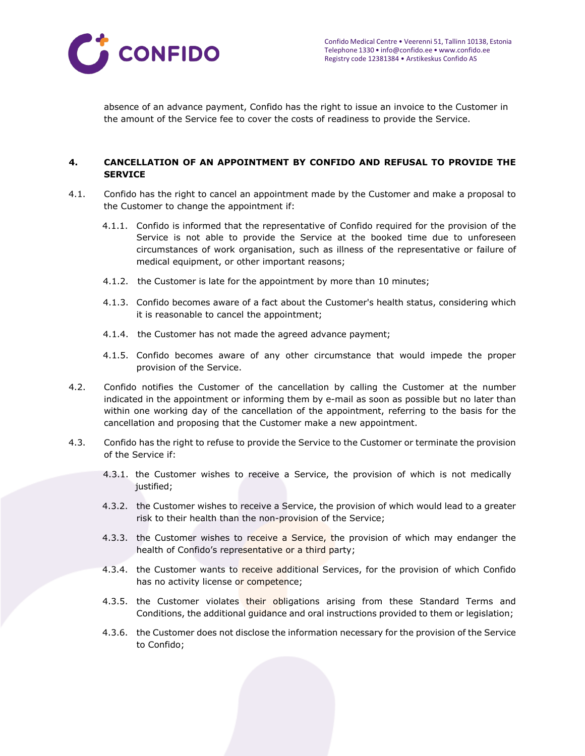absence of an advance payment, Confido has the right to issue an invoice to the Customer in the amount of the Service fee to cover the costs of readiness to provide the Service.

## 4. CANCELLATION OF AN APPOINTMENT BY CONFIDO AND REFUSAL TO PROVIDE THE SERVICE

4.1. Confido has the right to cancel an appointment made by the Customer and make a proposal to the Customer to change the appointment if:

4.1.1. Confido is informed that the representative of Confido required for the provision of the Service is not able to provide the Service at the booked time due to unforeseen circumstances of work organisation, such as illness of the representative or failure of medical equipment, or other important reasons;

4.1.2. the Customer is late for the appointment by more than 10 minutes;

4.1.3. Confido becomes aware of a fact about the Customer's health status, considering which it is reasonable to cancel the appointment;

4.1.4. the Customer has not made the agreed advance payment;

4.1.5. Confido becomes aware of any other circumstance that would impede the proper provision of the Service.

4.2. Confido notifies the Customer of the cancellation by calling the Customer at the number indicated in the appointment or informing them by e-mail as soon as possible but no later than within one working day of the cancellation of the appointment, referring to the basis for the cancellation and proposing that the Customer make a new appointment.

4.3. Confido has the right to refuse to provide the Service to the Customer or terminate the provision of the Service if:

4.3.1. the Customer wishes to receive a Service, the provision of which is not medically justified;

4.3.2. the Customer wishes to receive a Service, the provision of which would lead to a greater risk to their health than the non-provision of the Service;

4.3.3. the Customer wishes to receive a Service, the provision of which may endanger the health of Confido's representative or a third party;

4.3.4. the Customer wants to receive additional Services, for the provision of which Confido has no activity license or competence;

4.3.5. the Customer violates their obligations arising from these Standard Terms and Conditions, the additional guidance and oral instructions provided to them or legislation;

4.3.6. the Customer does not disclose the information necessary for the provision of the Service to Confido;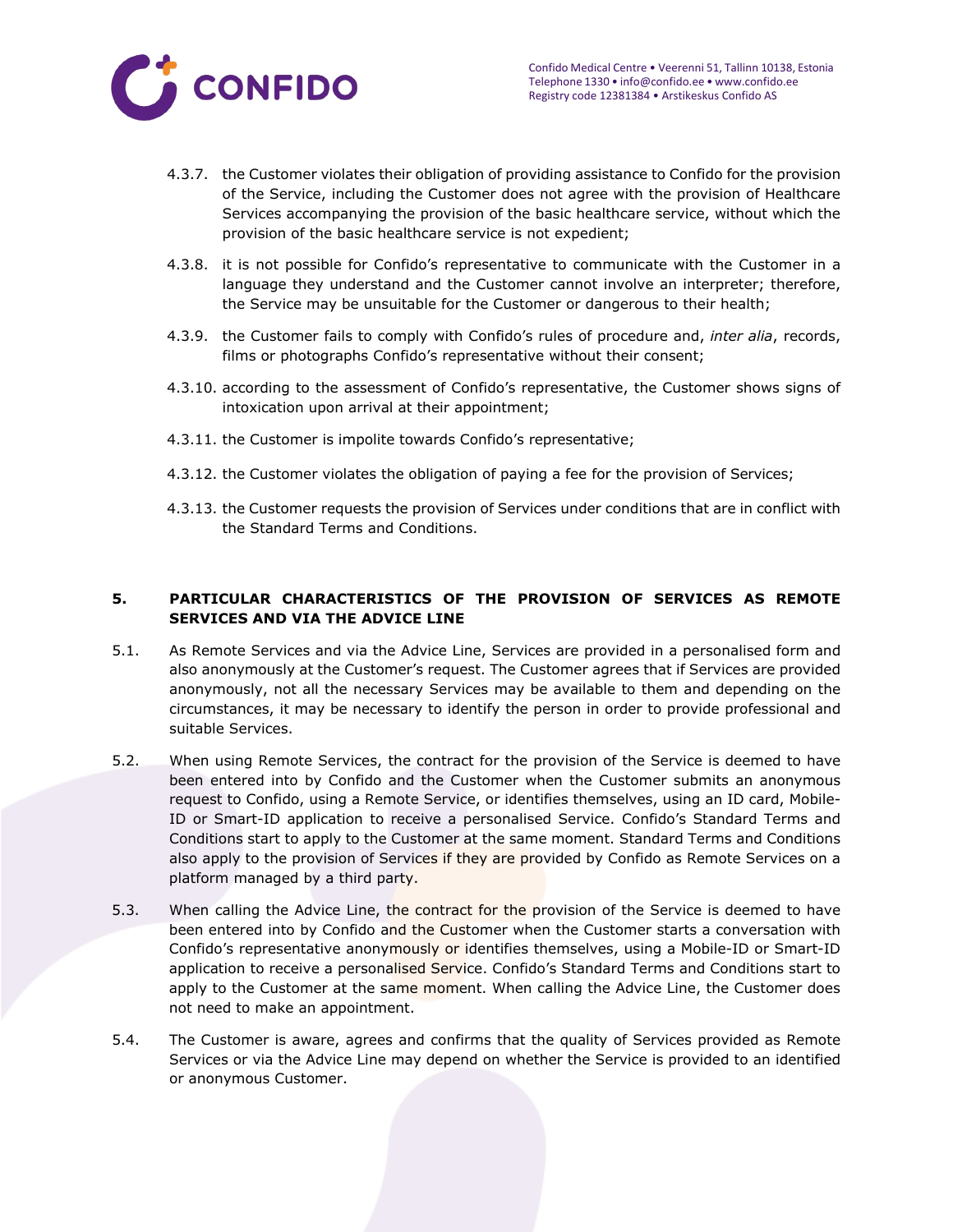4.3.7. the Customer violates their obligation of providing assistance to Confido for the provision of the Service, including the Customer does not agree with the provision of Healthcare Services accompanying the provision of the basic healthcare service, without which the provision of the basic healthcare service is not expedient;

4.3.8. it is not possible for Confido's representative to communicate with the Customer in a language they understand and the Customer cannot involve an interpreter; therefore, the Service may be unsuitable for the Customer or dangerous to their health;

4.3.9. the Customer fails to comply with Confido's rules of procedure and, *inter alia*, records, films or photographs Confido's representative without their consent;

4.3.10. according to the assessment of Confido's representative, the Customer shows signs of intoxication upon arrival at their appointment;

4.3.11. the Customer is impolite towards Confido's representative;

4.3.12. the Customer violates the obligation of paying a fee for the provision of Services;

4.3.13. the Customer requests the provision of Services under conditions that are in conflict with the Standard Terms and Conditions.

## 5. PARTICULAR CHARACTERISTICS OF THE PROVISION OF SERVICES AS REMOTE SERVICES AND VIA THE ADVICE LINE

5.1. As Remote Services and via the Advice Line, Services are provided in a personalised form and also anonymously at the Customer's request. The Customer agrees that if Services are provided anonymously, not all the necessary Services may be available to them and depending on the circumstances, it may be necessary to identify the person in order to provide professional and suitable Services.

5.2. When using Remote Services, the contract for the provision of the Service is deemed to have been entered into by Confido and the Customer when the Customer submits an anonymous request to Confido, using a Remote Service, or identifies themselves, using an ID card, Mobile-ID or Smart-ID application to receive a personalised Service. Confido's Standard Terms and Conditions start to apply to the Customer at the same moment. Standard Terms and Conditions also apply to the provision of Services if they are provided by Confido as Remote Services on a platform managed by a third party.

5.3. When calling the Advice Line, the contract for the provision of the Service is deemed to have been entered into by Confido and the Customer when the Customer starts a conversation with Confido's representative anonymously or identifies themselves, using a Mobile-ID or Smart-ID application to receive a personalised Service. Confido's Standard Terms and Conditions start to apply to the Customer at the same moment. When calling the Advice Line, the Customer does not need to make an appointment.

5.4. The Customer is aware, agrees and confirms that the quality of Services provided as Remote Services or via the Advice Line may depend on whether the Service is provided to an identified or anonymous Customer.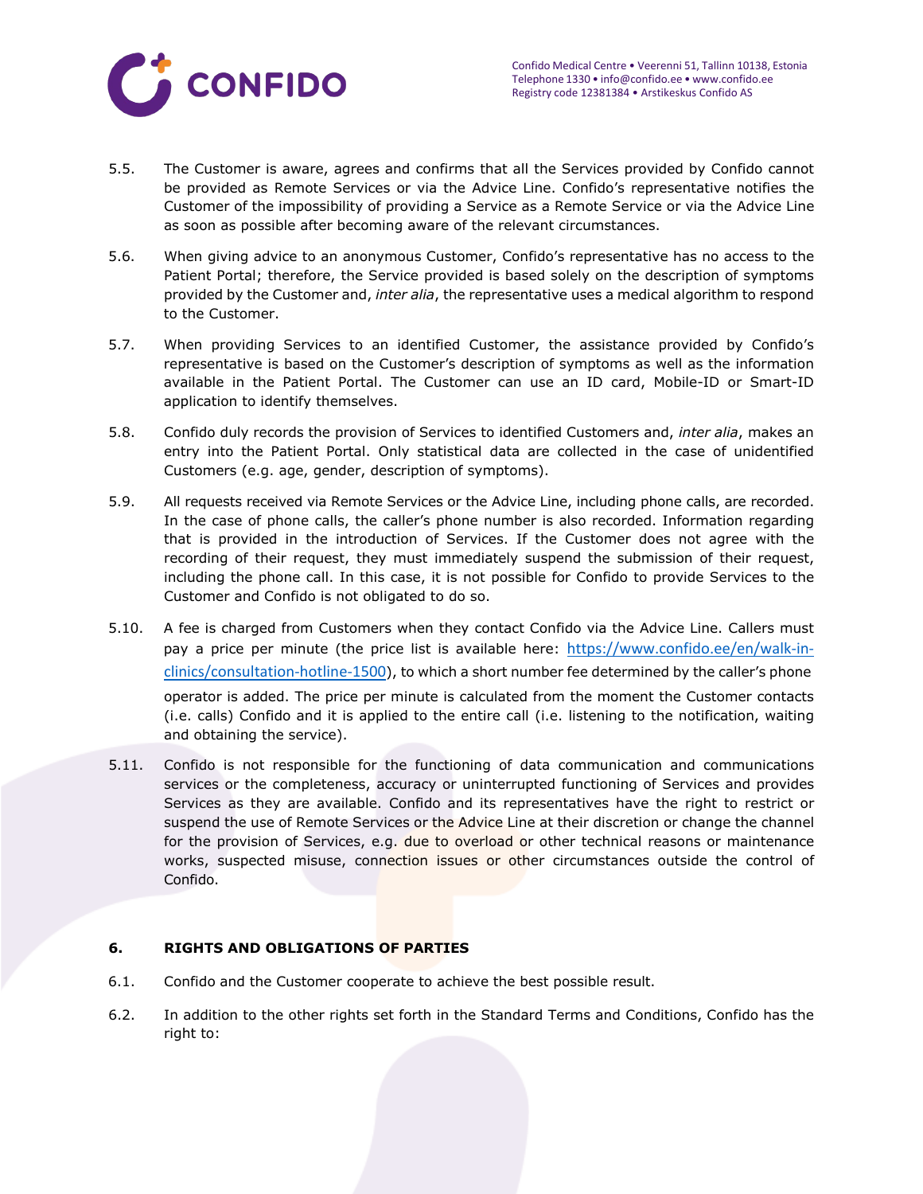5.5. The Customer is aware, agrees and confirms that all the Services provided by Confido cannot be provided as Remote Services or via the Advice Line. Confido's representative notifies the Customer of the impossibility of providing a Service as a Remote Service or via the Advice Line as soon as possible after becoming aware of the relevant circumstances.

5.6. When giving advice to an anonymous Customer, Confido's representative has no access to the Patient Portal; therefore, the Service provided is based solely on the description of symptoms provided by the Customer and, *inter alia*, the representative uses a medical algorithm to respond to the Customer.

5.7. When providing Services to an identified Customer, the assistance provided by Confido's representative is based on the Customer's description of symptoms as well as the information available in the Patient Portal. The Customer can use an ID card, Mobile-ID or Smart-ID application to identify themselves.

5.8. Confido duly records the provision of Services to identified Customers and, *inter alia*, makes an entry into the Patient Portal. Only statistical data are collected in the case of unidentified Customers (e.g. age, gender, description of symptoms).

5.9. All requests received via Remote Services or the Advice Line, including phone calls, are recorded. In the case of phone calls, the caller's phone number is also recorded. Information regarding that is provided in the introduction of Services. If the Customer does not agree with the recording of their request, they must immediately suspend the submission of their request, including the phone call. In this case, it is not possible for Confido to provide Services to the Customer and Confido is not obligated to do so.

5.10. A fee is charged from Customers when they contact Confido via the Advice Line. Callers must pay a price per minute (the price list is available here: [https://www.confido.ee/en/walk-in-clinics/consultation-hotline-1500](https://www.confido.ee/en/walk-in-clinics/consultation-hotline-1500)), to which a short number fee determined by the caller's phone operator is added. The price per minute is calculated from the moment the Customer contacts (i.e. calls) Confido and it is applied to the entire call (i.e. listening to the notification, waiting and obtaining the service).

5.11. Confido is not responsible for the functioning of data communication and communications services or the completeness, accuracy or uninterrupted functioning of Services and provides Services as they are available. Confido and its representatives have the right to restrict or suspend the use of Remote Services or the Advice Line at their discretion or change the channel for the provision of Services, e.g. due to overload or other technical reasons or maintenance works, suspected misuse, connection issues or other circumstances outside the control of Confido.

## 6. RIGHTS AND OBLIGATIONS OF PARTIES

6.1. Confido and the Customer cooperate to achieve the best possible result.

6.2. In addition to the other rights set forth in the Standard Terms and Conditions, Confido has the right to: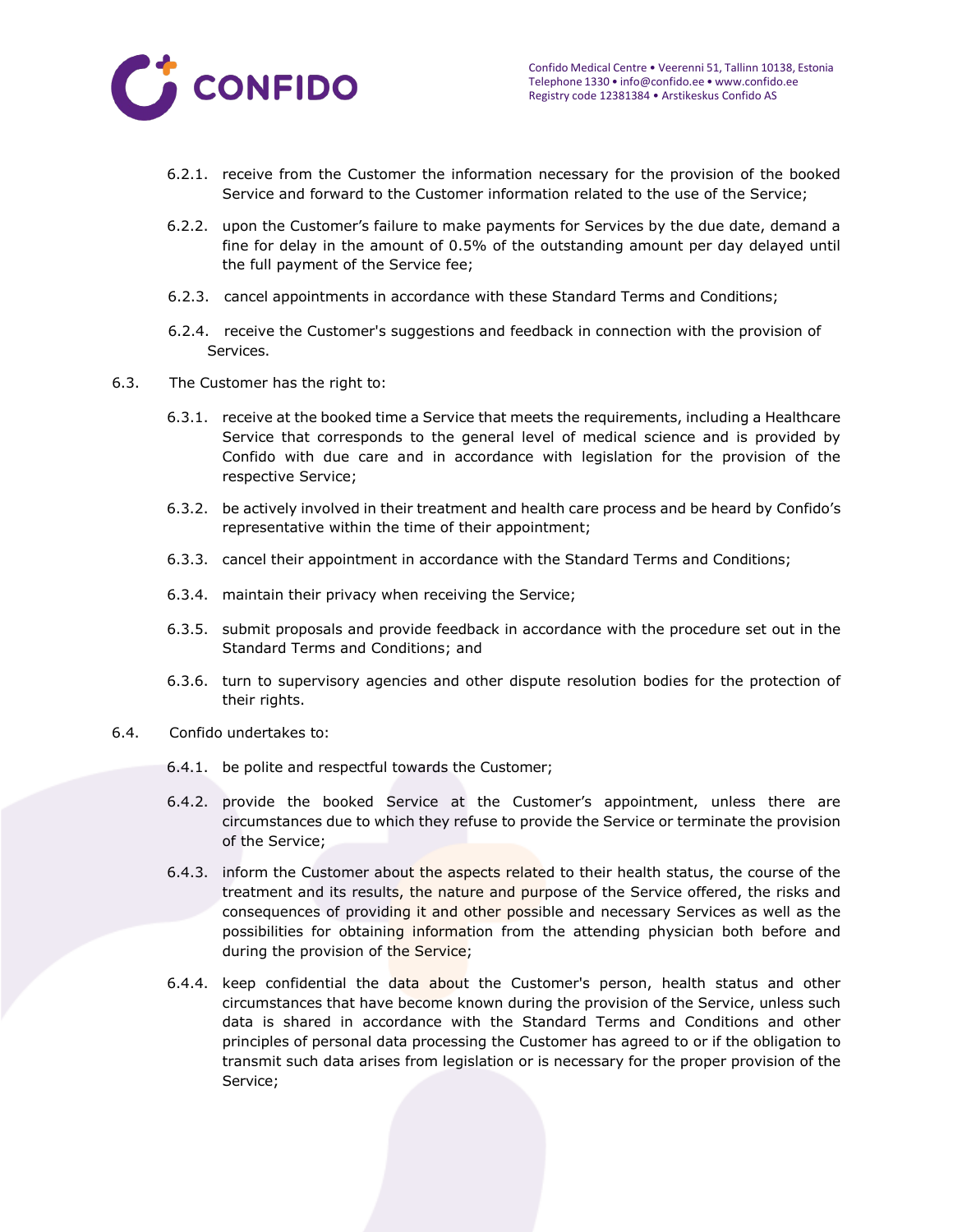6.2.1. receive from the Customer the information necessary for the provision of the booked Service and forward to the Customer information related to the use of the Service;

6.2.2. upon the Customer's failure to make payments for Services by the due date, demand a fine for delay in the amount of 0.5% of the outstanding amount per day delayed until the full payment of the Service fee;

6.2.3. cancel appointments in accordance with these Standard Terms and Conditions;

6.2.4. receive the Customer's suggestions and feedback in connection with the provision of Services.

6.3. The Customer has the right to:

6.3.1. receive at the booked time a Service that meets the requirements, including a Healthcare Service that corresponds to the general level of medical science and is provided by Confido with due care and in accordance with legislation for the provision of the respective Service;

6.3.2. be actively involved in their treatment and health care process and be heard by Confido's representative within the time of their appointment;

6.3.3. cancel their appointment in accordance with the Standard Terms and Conditions;

6.3.4. maintain their privacy when receiving the Service;

6.3.5. submit proposals and provide feedback in accordance with the procedure set out in the Standard Terms and Conditions; and

6.3.6. turn to supervisory agencies and other dispute resolution bodies for the protection of their rights.

6.4. Confido undertakes to:

6.4.1. be polite and respectful towards the Customer;

6.4.2. provide the booked Service at the Customer's appointment, unless there are circumstances due to which they refuse to provide the Service or terminate the provision of the Service;

6.4.3. inform the Customer about the aspects related to their health status, the course of the treatment and its results, the nature and purpose of the Service offered, the risks and consequences of providing it and other possible and necessary Services as well as the possibilities for obtaining information from the attending physician both before and during the provision of the Service;

6.4.4. keep confidential the data about the Customer's person, health status and other circumstances that have become known during the provision of the Service, unless such data is shared in accordance with the Standard Terms and Conditions and other principles of personal data processing the Customer has agreed to or if the obligation to transmit such data arises from legislation or is necessary for the proper provision of the Service;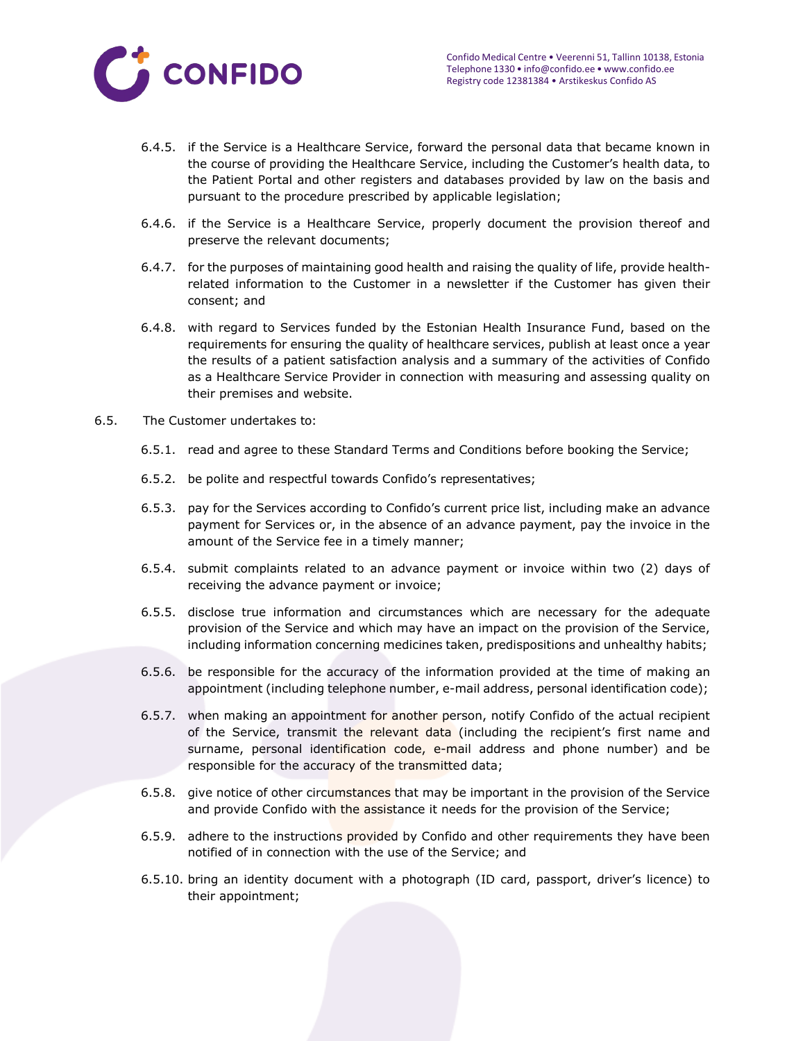6.4.5. if the Service is a Healthcare Service, forward the personal data that became known in the course of providing the Healthcare Service, including the Customer's health data, to the Patient Portal and other registers and databases provided by law on the basis and pursuant to the procedure prescribed by applicable legislation;

6.4.6. if the Service is a Healthcare Service, properly document the provision thereof and preserve the relevant documents;

6.4.7. for the purposes of maintaining good health and raising the quality of life, provide health-related information to the Customer in a newsletter if the Customer has given their consent; and

6.4.8. with regard to Services funded by the Estonian Health Insurance Fund, based on the requirements for ensuring the quality of healthcare services, publish at least once a year the results of a patient satisfaction analysis and a summary of the activities of Confido as a Healthcare Service Provider in connection with measuring and assessing quality on their premises and website.

6.5. The Customer undertakes to:

6.5.1. read and agree to these Standard Terms and Conditions before booking the Service;

6.5.2. be polite and respectful towards Confido's representatives;

6.5.3. pay for the Services according to Confido's current price list, including make an advance payment for Services or, in the absence of an advance payment, pay the invoice in the amount of the Service fee in a timely manner;

6.5.4. submit complaints related to an advance payment or invoice within two (2) days of receiving the advance payment or invoice;

6.5.5. disclose true information and circumstances which are necessary for the adequate provision of the Service and which may have an impact on the provision of the Service, including information concerning medicines taken, predispositions and unhealthy habits;

6.5.6. be responsible for the accuracy of the information provided at the time of making an appointment (including telephone number, e-mail address, personal identification code);

6.5.7. when making an appointment for another person, notify Confido of the actual recipient of the Service, transmit the relevant data (including the recipient's first name and surname, personal identification code, e-mail address and phone number) and be responsible for the accuracy of the transmitted data;

6.5.8. give notice of other circumstances that may be important in the provision of the Service and provide Confido with the assistance it needs for the provision of the Service;

6.5.9. adhere to the instructions provided by Confido and other requirements they have been notified of in connection with the use of the Service; and

6.5.10. bring an identity document with a photograph (ID card, passport, driver's licence) to their appointment;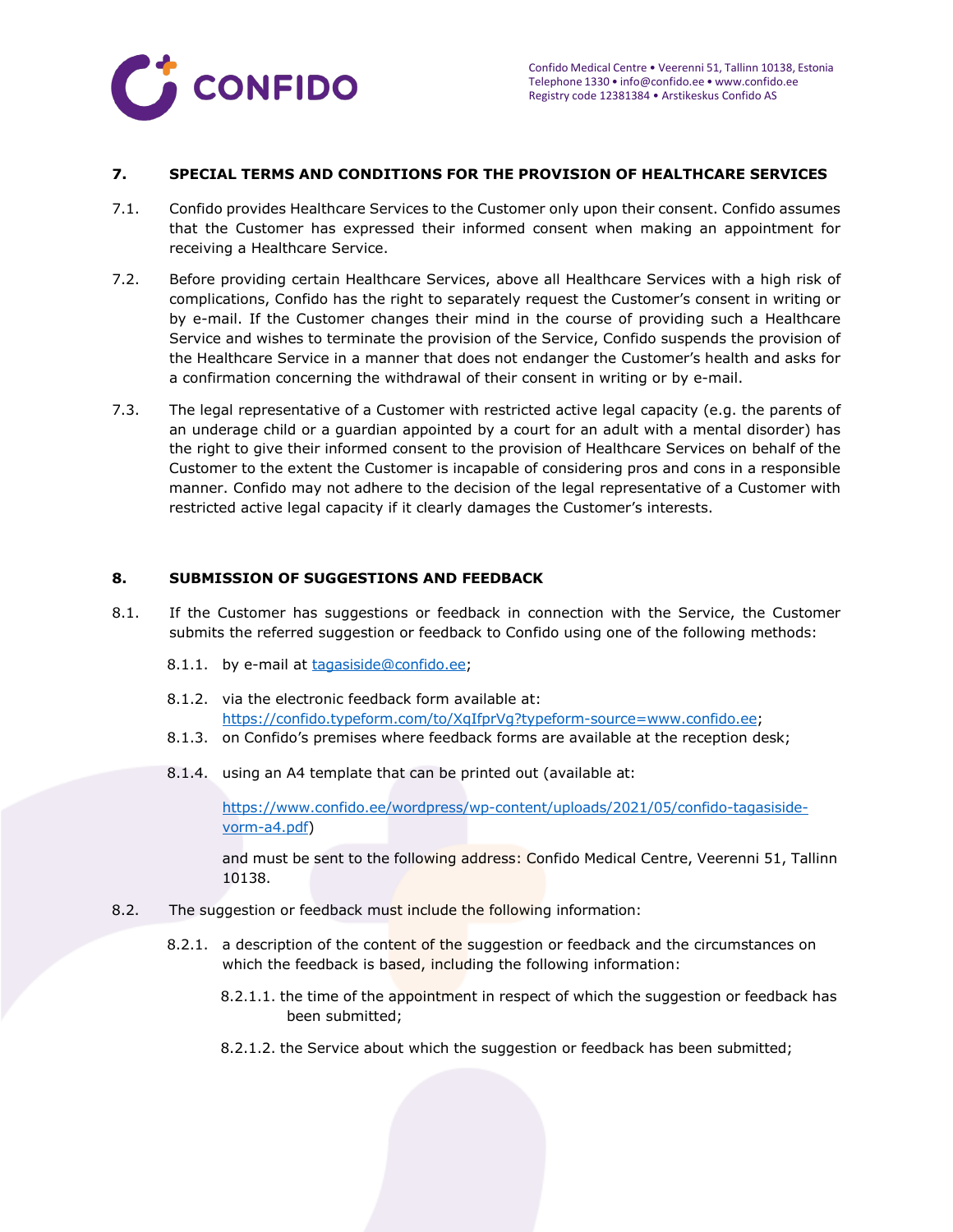## 7. SPECIAL TERMS AND CONDITIONS FOR THE PROVISION OF HEALTHCARE SERVICES

7.1. Confido provides Healthcare Services to the Customer only upon their consent. Confido assumes that the Customer has expressed their informed consent when making an appointment for receiving a Healthcare Service.

7.2. Before providing certain Healthcare Services, above all Healthcare Services with a high risk of complications, Confido has the right to separately request the Customer's consent in writing or by e-mail. If the Customer changes their mind in the course of providing such a Healthcare Service and wishes to terminate the provision of the Service, Confido suspends the provision of the Healthcare Service in a manner that does not endanger the Customer's health and asks for a confirmation concerning the withdrawal of their consent in writing or by e-mail.

7.3. The legal representative of a Customer with restricted active legal capacity (e.g. the parents of an underage child or a guardian appointed by a court for an adult with a mental disorder) has the right to give their informed consent to the provision of Healthcare Services on behalf of the Customer to the extent the Customer is incapable of considering pros and cons in a responsible manner. Confido may not adhere to the decision of the legal representative of a Customer with restricted active legal capacity if it clearly damages the Customer's interests.

## 8. SUBMISSION OF SUGGESTIONS AND FEEDBACK

8.1. If the Customer has suggestions or feedback in connection with the Service, the Customer submits the referred suggestion or feedback to Confido using one of the following methods:

8.1.1. by e-mail at [tagasiside@confido.ee](mailto:tagasiside@confido.ee);

8.1.2. via the electronic feedback form available at: [https://confido.typeform.com/to/XqIfprVg?typeform-source=www.confido.ee](https://confido.typeform.com/to/XqIfprVg?typeform-source=www.confido.ee);

8.1.3. on Confido's premises where feedback forms are available at the reception desk;

8.1.4. using an A4 template that can be printed out (available at: [https://www.confido.ee/wordpress/wp-content/uploads/2021/05/confido-tagasiside-vorm-a4.pdf](https://www.confido.ee/wordpress/wp-content/uploads/2021/05/confido-tagasiside-vorm-a4.pdf))

and must be sent to the following address: Confido Medical Centre, Veerenni 51, Tallinn 10138.

8.2. The suggestion or feedback must include the following information:

8.2.1. a description of the content of the suggestion or feedback and the circumstances on which the feedback is based, including the following information:

8.2.1.1. the time of the appointment in respect of which the suggestion or feedback has been submitted;

8.2.1.2. the Service about which the suggestion or feedback has been submitted;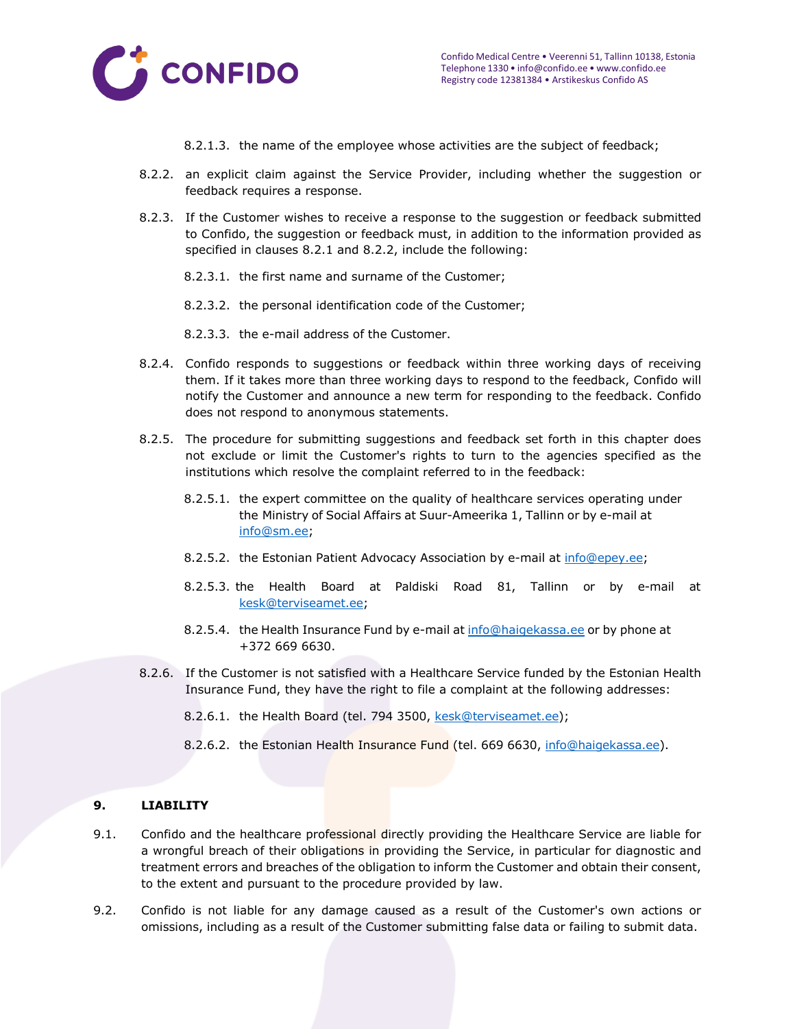8.2.1.3. the name of the employee whose activities are the subject of feedback;

8.2.2. an explicit claim against the Service Provider, including whether the suggestion or feedback requires a response.

8.2.3. If the Customer wishes to receive a response to the suggestion or feedback submitted to Confido, the suggestion or feedback must, in addition to the information provided as specified in clauses 8.2.1 and 8.2.2, include the following:

8.2.3.1. the first name and surname of the Customer;

8.2.3.2. the personal identification code of the Customer;

8.2.3.3. the e-mail address of the Customer.

8.2.4. Confido responds to suggestions or feedback within three working days of receiving them. If it takes more than three working days to respond to the feedback, Confido will notify the Customer and announce a new term for responding to the feedback. Confido does not respond to anonymous statements.

8.2.5. The procedure for submitting suggestions and feedback set forth in this chapter does not exclude or limit the Customer's rights to turn to the agencies specified as the institutions which resolve the complaint referred to in the feedback:

8.2.5.1. the expert committee on the quality of healthcare services operating under the Ministry of Social Affairs at Suur-Ameerika 1, Tallinn or by e-mail at info@sm.ee;

8.2.5.2. the Estonian Patient Advocacy Association by e-mail at info@epey.ee;

8.2.5.3. the Health Board at Paldiski Road 81, Tallinn or by e-mail at kesk@terviseamet.ee;

8.2.5.4. the Health Insurance Fund by e-mail at info@haigekassa.ee or by phone at +372 669 6630.

8.2.6. If the Customer is not satisfied with a Healthcare Service funded by the Estonian Health Insurance Fund, they have the right to file a complaint at the following addresses:

8.2.6.1. the Health Board (tel. 794 3500, kesk@terviseamet.ee);

8.2.6.2. the Estonian Health Insurance Fund (tel. 669 6630, info@haigekassa.ee).

## 9. LIABILITY

9.1. Confido and the healthcare professional directly providing the Healthcare Service are liable for a wrongful breach of their obligations in providing the Service, in particular for diagnostic and treatment errors and breaches of the obligation to inform the Customer and obtain their consent, to the extent and pursuant to the procedure provided by law.

9.2. Confido is not liable for any damage caused as a result of the Customer's own actions or omissions, including as a result of the Customer submitting false data or failing to submit data.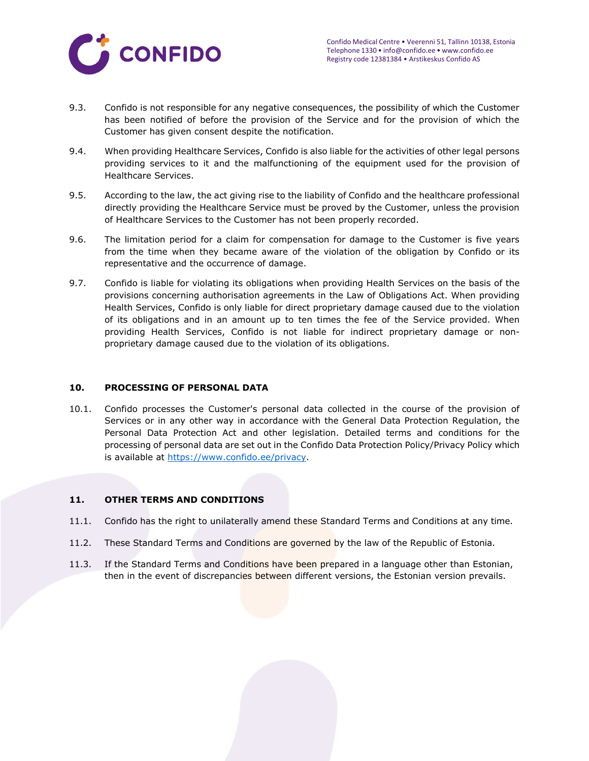9.3. Confido is not responsible for any negative consequences, the possibility of which the Customer has been notified of before the provision of the Service and for the provision of which the Customer has given consent despite the notification.

9.4. When providing Healthcare Services, Confido is also liable for the activities of other legal persons providing services to it and the malfunctioning of the equipment used for the provision of Healthcare Services.

9.5. According to the law, the act giving rise to the liability of Confido and the healthcare professional directly providing the Healthcare Service must be proved by the Customer, unless the provision of Healthcare Services to the Customer has not been properly recorded.

9.6. The limitation period for a claim for compensation for damage to the Customer is five years from the time when they became aware of the violation of the obligation by Confido or its representative and the occurrence of damage.

9.7. Confido is liable for violating its obligations when providing Health Services on the basis of the provisions concerning authorisation agreements in the Law of Obligations Act. When providing Health Services, Confido is only liable for direct proprietary damage caused due to the violation of its obligations and in an amount up to ten times the fee of the Service provided. When providing Health Services, Confido is not liable for indirect proprietary damage or non-proprietary damage caused due to the violation of its obligations.

## 10. PROCESSING OF PERSONAL DATA

10.1. Confido processes the Customer's personal data collected in the course of the provision of Services or in any other way in accordance with the General Data Protection Regulation, the Personal Data Protection Act and other legislation. Detailed terms and conditions for the processing of personal data are set out in the Confido Data Protection Policy/Privacy Policy which is available at https://www.confido.ee/privacy.

## 11. OTHER TERMS AND CONDITIONS

11.1. Confido has the right to unilaterally amend these Standard Terms and Conditions at any time.

11.2. These Standard Terms and Conditions are governed by the law of the Republic of Estonia.

11.3. If the Standard Terms and Conditions have been prepared in a language other than Estonian, then in the event of discrepancies between different versions, the Estonian version prevails.